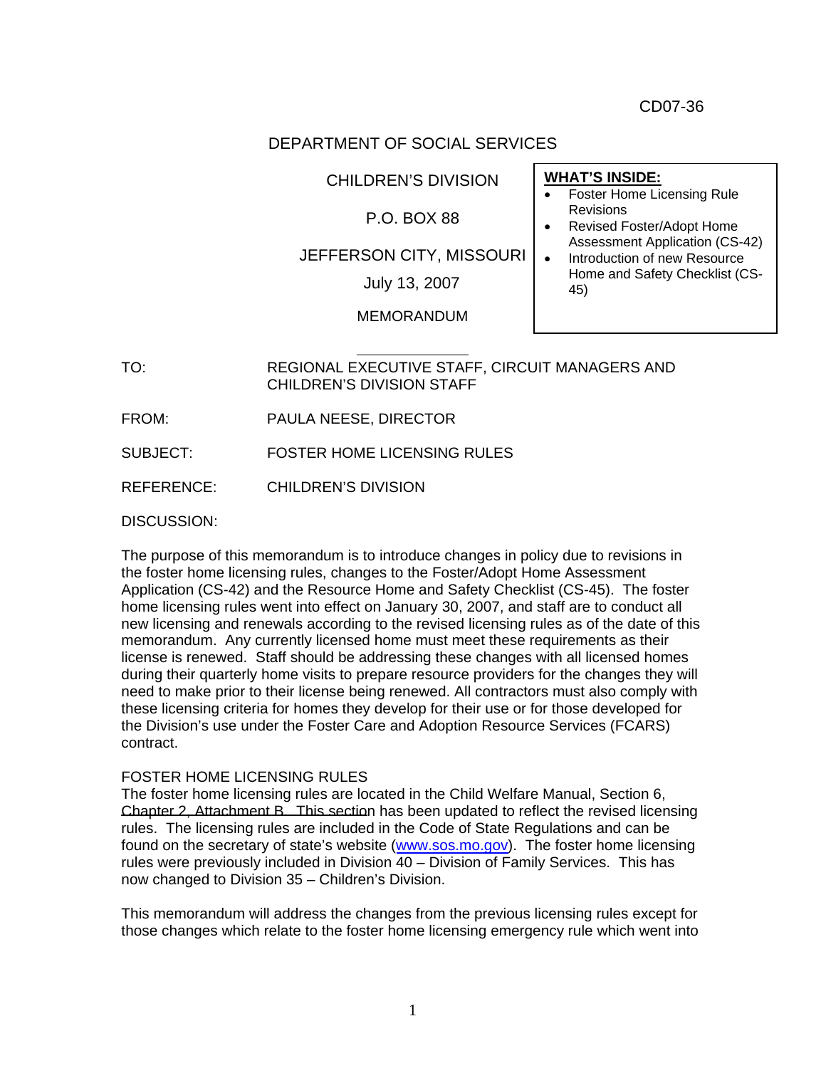CD07-36

DEPARTMENT OF SOCIAL SERVICES

CHILDREN'S DIVISION

P.O. BOX 88

JEFFERSON CITY, MISSOURI

July 13, 2007

MEMORANDUM

**WHAT'S INSIDE:**

- Foster Home Licensing Rule Revisions
- Revised Foster/Adopt Home Assessment Application (CS-42)
- Introduction of new Resource Home and Safety Checklist (CS-45)

TO: REGIONAL EXECUTIVE STAFF, CIRCUIT MANAGERS AND CHILDREN'S DIVISION STAFF

FROM: PAULA NEESE, DIRECTOR

SUBJECT: FOSTER HOME LICENSING RULES

REFERENCE: CHILDREN'S DIVISION

DISCUSSION:

The purpose of this memorandum is to introduce changes in policy due to revisions in the foster home licensing rules, changes to the Foster/Adopt Home Assessment Application (CS-42) and the Resource Home and Safety Checklist (CS-45). The foster home licensing rules went into effect on January 30, 2007, and staff are to conduct all new licensing and renewals according to the revised licensing rules as of the date of this memorandum. Any currently licensed home must meet these requirements as their license is renewed. Staff should be addressing these changes with all licensed homes during their quarterly home visits to prepare resource providers for the changes they will need to make prior to their license being renewed. All contractors must also comply with these licensing criteria for homes they develop for their use or for those developed for the Division's use under the Foster Care and Adoption Resource Services (FCARS) contract.

FOSTER HOME LICENSING RULES

The foster home licensing rules are located in the Child Welfare Manual, Section 6, Chapter 2, Attachment B. This section has been updated to reflect the revised licensing rules. The licensing rules are included in the Code of State Regulations and can be found on the secretary of state's website (www.sos.mo.gov). The foster home licensing rules were previously included in Division 40 – Division of Family Services. This has now changed to Division 35 – Children's Division.

This memorandum will address the changes from the previous licensing rules except for those changes which relate to the foster home licensing emergency rule which went into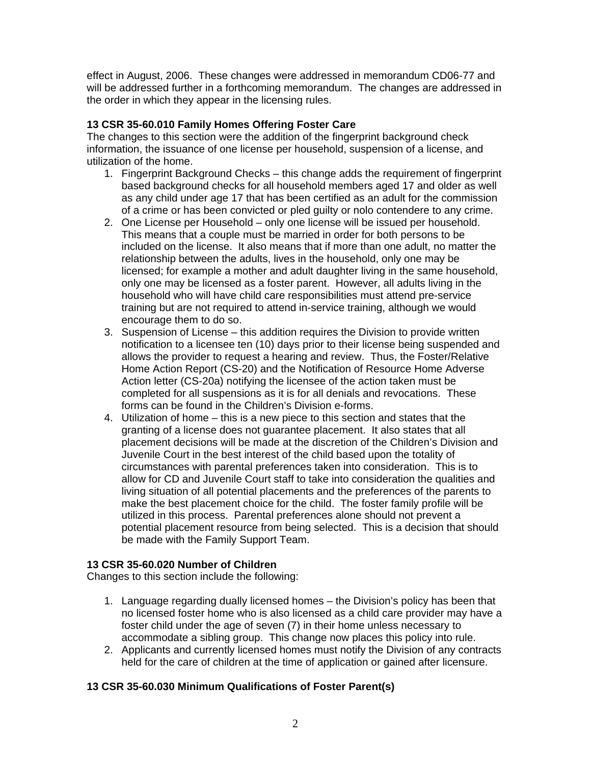effect in August, 2006. These changes were addressed in memorandum CD06-77 and will be addressed further in a forthcoming memorandum. The changes are addressed in the order in which they appear in the licensing rules.

**13 CSR 35-60.010 Family Homes Offering Foster Care**
The changes to this section were the addition of the fingerprint background check information, the issuance of one license per household, suspension of a license, and utilization of the home.

1. Fingerprint Background Checks – this change adds the requirement of fingerprint based background checks for all household members aged 17 and older as well as any child under age 17 that has been certified as an adult for the commission of a crime or has been convicted or pled guilty or nolo contendere to any crime.
2. One License per Household – only one license will be issued per household. This means that a couple must be married in order for both persons to be included on the license. It also means that if more than one adult, no matter the relationship between the adults, lives in the household, only one may be licensed; for example a mother and adult daughter living in the same household, only one may be licensed as a foster parent. However, all adults living in the household who will have child care responsibilities must attend pre-service training but are not required to attend in-service training, although we would encourage them to do so.
3. Suspension of License – this addition requires the Division to provide written notification to a licensee ten (10) days prior to their license being suspended and allows the provider to request a hearing and review. Thus, the Foster/Relative Home Action Report (CS-20) and the Notification of Resource Home Adverse Action letter (CS-20a) notifying the licensee of the action taken must be completed for all suspensions as it is for all denials and revocations. These forms can be found in the Children's Division e-forms.
4. Utilization of home – this is a new piece to this section and states that the granting of a license does not guarantee placement. It also states that all placement decisions will be made at the discretion of the Children's Division and Juvenile Court in the best interest of the child based upon the totality of circumstances with parental preferences taken into consideration. This is to allow for CD and Juvenile Court staff to take into consideration the qualities and living situation of all potential placements and the preferences of the parents to make the best placement choice for the child. The foster family profile will be utilized in this process. Parental preferences alone should not prevent a potential placement resource from being selected. This is a decision that should be made with the Family Support Team.

**13 CSR 35-60.020 Number of Children**
Changes to this section include the following:

1. Language regarding dually licensed homes – the Division's policy has been that no licensed foster home who is also licensed as a child care provider may have a foster child under the age of seven (7) in their home unless necessary to accommodate a sibling group. This change now places this policy into rule.
2. Applicants and currently licensed homes must notify the Division of any contracts held for the care of children at the time of application or gained after licensure.

**13 CSR 35-60.030 Minimum Qualifications of Foster Parent(s)**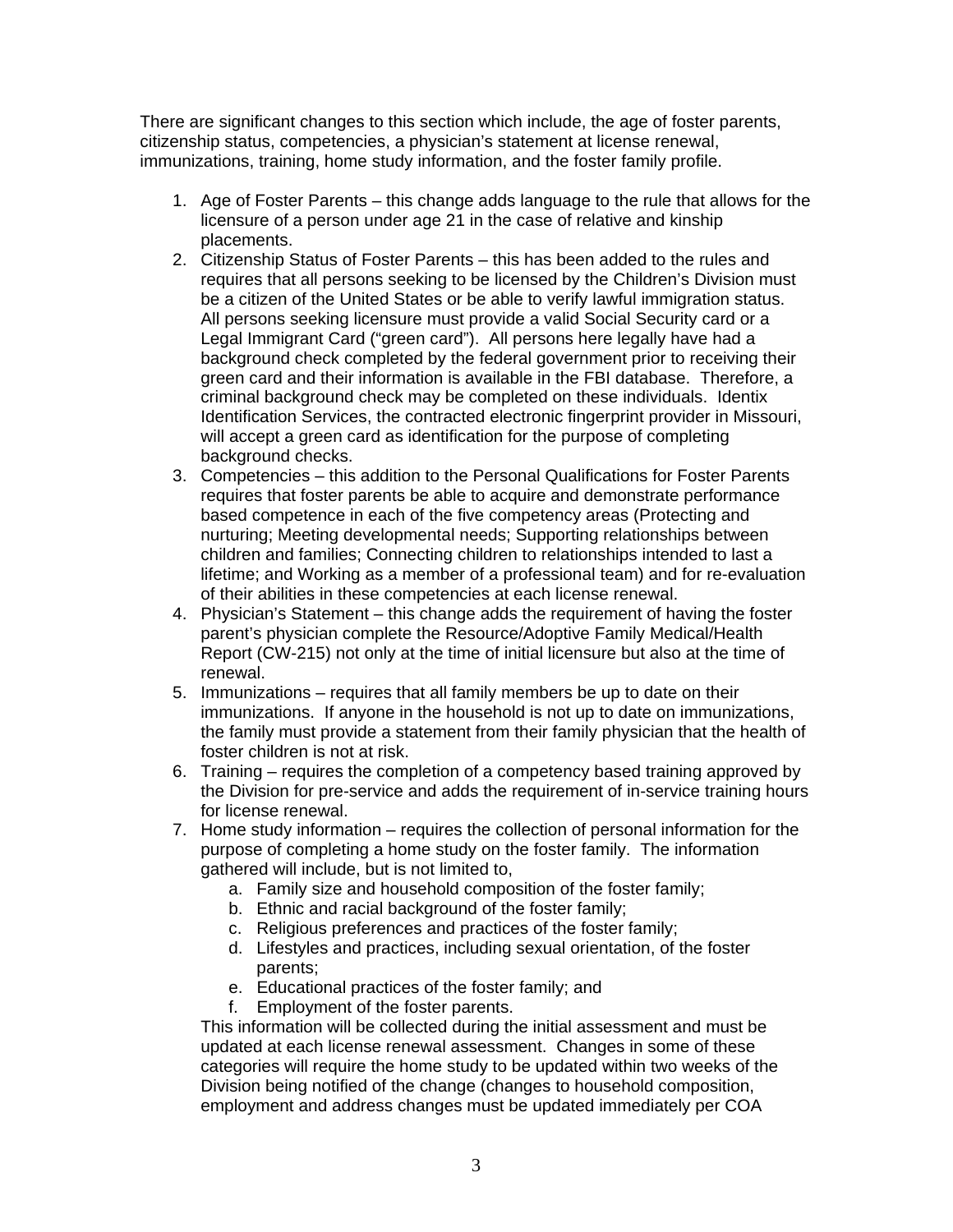There are significant changes to this section which include, the age of foster parents, citizenship status, competencies, a physician's statement at license renewal, immunizations, training, home study information, and the foster family profile.

1. Age of Foster Parents – this change adds language to the rule that allows for the licensure of a person under age 21 in the case of relative and kinship placements.
2. Citizenship Status of Foster Parents – this has been added to the rules and requires that all persons seeking to be licensed by the Children's Division must be a citizen of the United States or be able to verify lawful immigration status. All persons seeking licensure must provide a valid Social Security card or a Legal Immigrant Card ("green card"). All persons here legally have had a background check completed by the federal government prior to receiving their green card and their information is available in the FBI database. Therefore, a criminal background check may be completed on these individuals. Identix Identification Services, the contracted electronic fingerprint provider in Missouri, will accept a green card as identification for the purpose of completing background checks.
3. Competencies – this addition to the Personal Qualifications for Foster Parents requires that foster parents be able to acquire and demonstrate performance based competence in each of the five competency areas (Protecting and nurturing; Meeting developmental needs; Supporting relationships between children and families; Connecting children to relationships intended to last a lifetime; and Working as a member of a professional team) and for re-evaluation of their abilities in these competencies at each license renewal.
4. Physician's Statement – this change adds the requirement of having the foster parent's physician complete the Resource/Adoptive Family Medical/Health Report (CW-215) not only at the time of initial licensure but also at the time of renewal.
5. Immunizations – requires that all family members be up to date on their immunizations. If anyone in the household is not up to date on immunizations, the family must provide a statement from their family physician that the health of foster children is not at risk.
6. Training – requires the completion of a competency based training approved by the Division for pre-service and adds the requirement of in-service training hours for license renewal.
7. Home study information – requires the collection of personal information for the purpose of completing a home study on the foster family. The information gathered will include, but is not limited to,
    a. Family size and household composition of the foster family;
    b. Ethnic and racial background of the foster family;
    c. Religious preferences and practices of the foster family;
    d. Lifestyles and practices, including sexual orientation, of the foster parents;
    e. Educational practices of the foster family; and
    f. Employment of the foster parents.

    This information will be collected during the initial assessment and must be updated at each license renewal assessment. Changes in some of these categories will require the home study to be updated within two weeks of the Division being notified of the change (changes to household composition, employment and address changes must be updated immediately per COA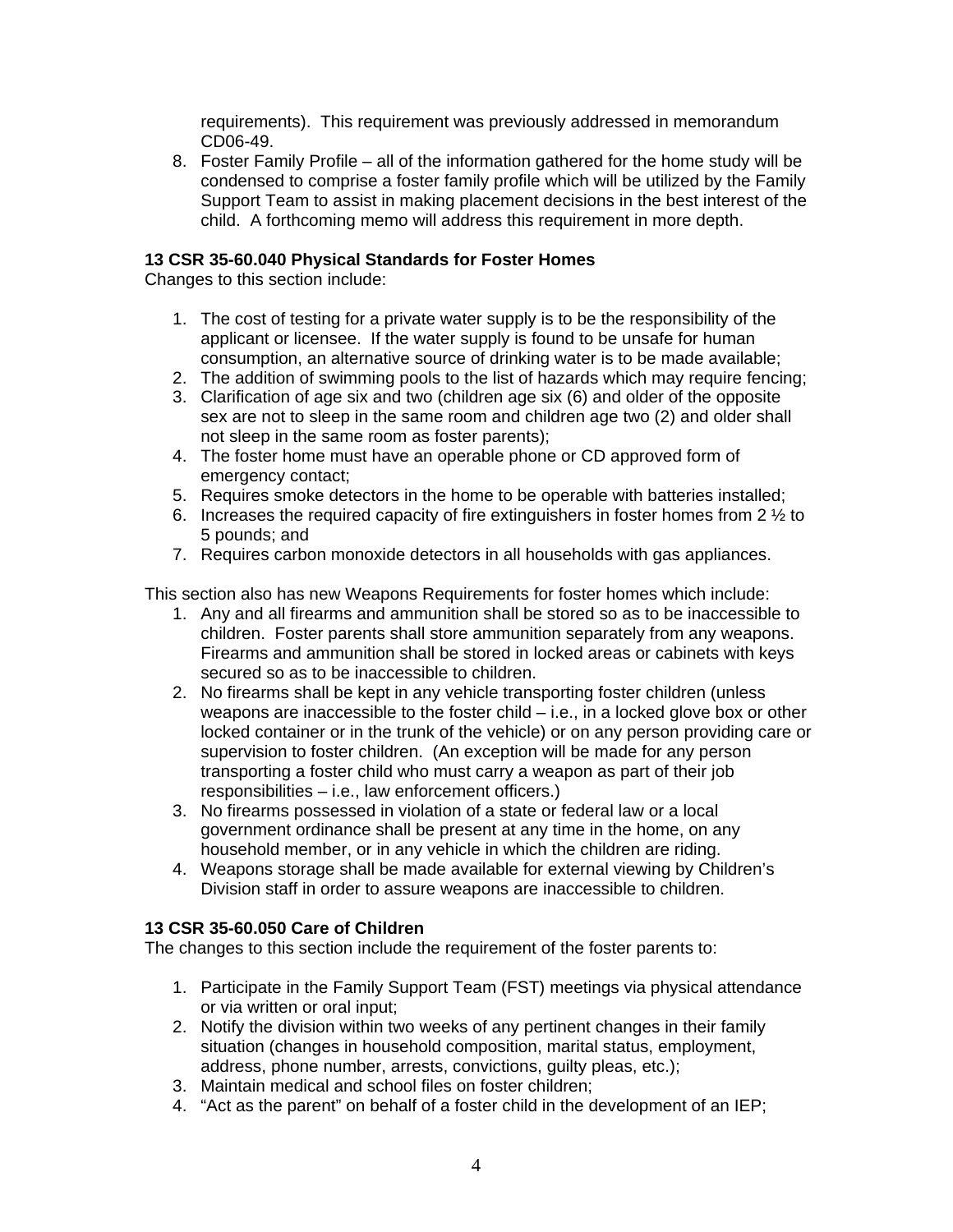requirements). This requirement was previously addressed in memorandum CD06-49.

8. Foster Family Profile – all of the information gathered for the home study will be condensed to comprise a foster family profile which will be utilized by the Family Support Team to assist in making placement decisions in the best interest of the child. A forthcoming memo will address this requirement in more depth.

**13 CSR 35-60.040 Physical Standards for Foster Homes**

Changes to this section include:

1. The cost of testing for a private water supply is to be the responsibility of the applicant or licensee. If the water supply is found to be unsafe for human consumption, an alternative source of drinking water is to be made available;
2. The addition of swimming pools to the list of hazards which may require fencing;
3. Clarification of age six and two (children age six (6) and older of the opposite sex are not to sleep in the same room and children age two (2) and older shall not sleep in the same room as foster parents);
4. The foster home must have an operable phone or CD approved form of emergency contact;
5. Requires smoke detectors in the home to be operable with batteries installed;
6. Increases the required capacity of fire extinguishers in foster homes from 2 ½ to 5 pounds; and
7. Requires carbon monoxide detectors in all households with gas appliances.

This section also has new Weapons Requirements for foster homes which include:

1. Any and all firearms and ammunition shall be stored so as to be inaccessible to children. Foster parents shall store ammunition separately from any weapons. Firearms and ammunition shall be stored in locked areas or cabinets with keys secured so as to be inaccessible to children.
2. No firearms shall be kept in any vehicle transporting foster children (unless weapons are inaccessible to the foster child – i.e., in a locked glove box or other locked container or in the trunk of the vehicle) or on any person providing care or supervision to foster children. (An exception will be made for any person transporting a foster child who must carry a weapon as part of their job responsibilities – i.e., law enforcement officers.)
3. No firearms possessed in violation of a state or federal law or a local government ordinance shall be present at any time in the home, on any household member, or in any vehicle in which the children are riding.
4. Weapons storage shall be made available for external viewing by Children's Division staff in order to assure weapons are inaccessible to children.

**13 CSR 35-60.050 Care of Children**

The changes to this section include the requirement of the foster parents to:

1. Participate in the Family Support Team (FST) meetings via physical attendance or via written or oral input;
2. Notify the division within two weeks of any pertinent changes in their family situation (changes in household composition, marital status, employment, address, phone number, arrests, convictions, guilty pleas, etc.);
3. Maintain medical and school files on foster children;
4. "Act as the parent" on behalf of a foster child in the development of an IEP;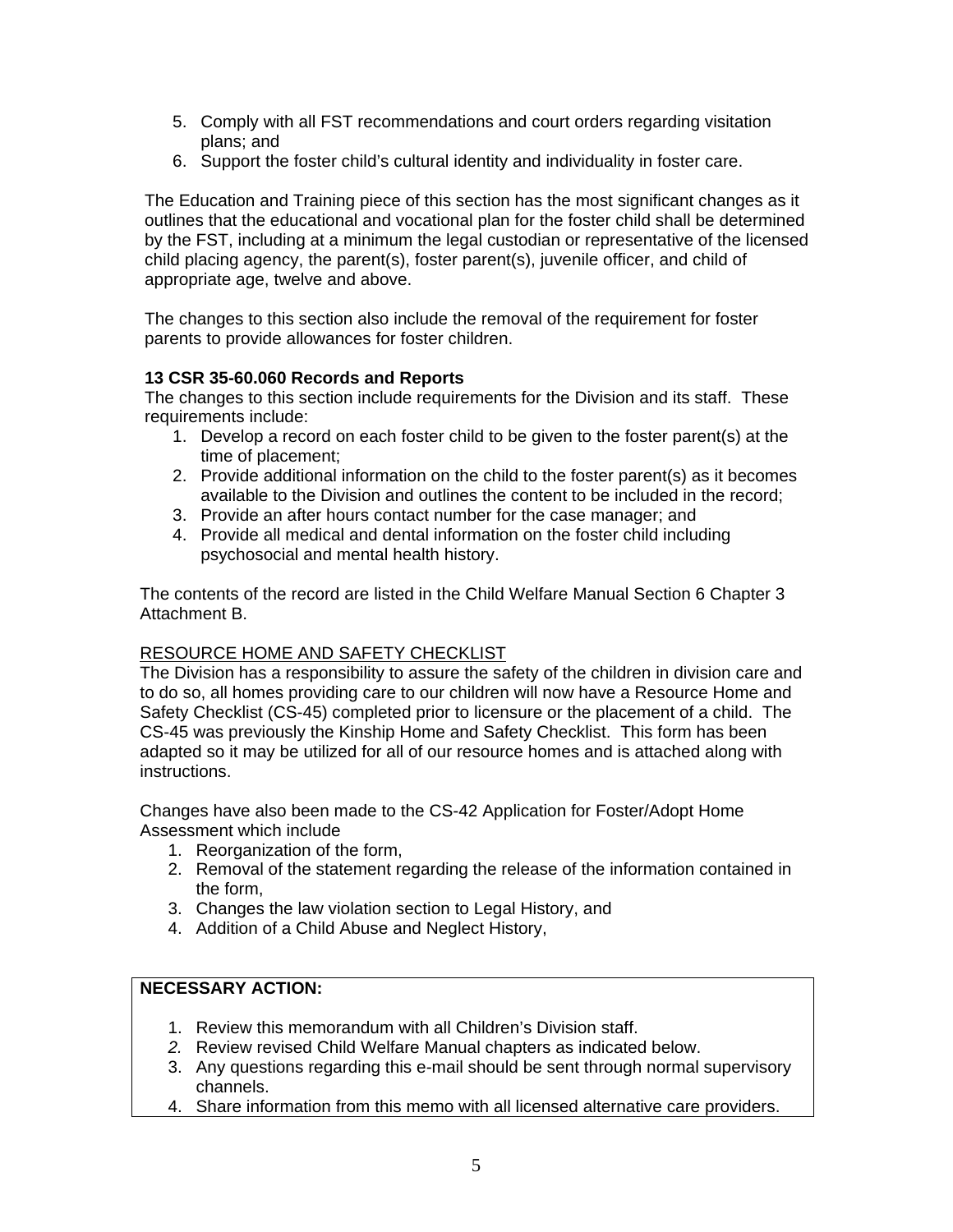5. Comply with all FST recommendations and court orders regarding visitation plans; and
6. Support the foster child's cultural identity and individuality in foster care.

The Education and Training piece of this section has the most significant changes as it outlines that the educational and vocational plan for the foster child shall be determined by the FST, including at a minimum the legal custodian or representative of the licensed child placing agency, the parent(s), foster parent(s), juvenile officer, and child of appropriate age, twelve and above.

The changes to this section also include the removal of the requirement for foster parents to provide allowances for foster children.

**13 CSR 35-60.060 Records and Reports**

The changes to this section include requirements for the Division and its staff. These requirements include:

1. Develop a record on each foster child to be given to the foster parent(s) at the time of placement;
2. Provide additional information on the child to the foster parent(s) as it becomes available to the Division and outlines the content to be included in the record;
3. Provide an after hours contact number for the case manager; and
4. Provide all medical and dental information on the foster child including psychosocial and mental health history.

The contents of the record are listed in the Child Welfare Manual Section 6 Chapter 3 Attachment B.

RESOURCE HOME AND SAFETY CHECKLIST

The Division has a responsibility to assure the safety of the children in division care and to do so, all homes providing care to our children will now have a Resource Home and Safety Checklist (CS-45) completed prior to licensure or the placement of a child. The CS-45 was previously the Kinship Home and Safety Checklist. This form has been adapted so it may be utilized for all of our resource homes and is attached along with instructions.

Changes have also been made to the CS-42 Application for Foster/Adopt Home Assessment which include

1. Reorganization of the form,
2. Removal of the statement regarding the release of the information contained in the form,
3. Changes the law violation section to Legal History, and
4. Addition of a Child Abuse and Neglect History,

**NECESSARY ACTION:**

1. Review this memorandum with all Children's Division staff.
2. Review revised Child Welfare Manual chapters as indicated below.
3. Any questions regarding this e-mail should be sent through normal supervisory channels.
4. Share information from this memo with all licensed alternative care providers.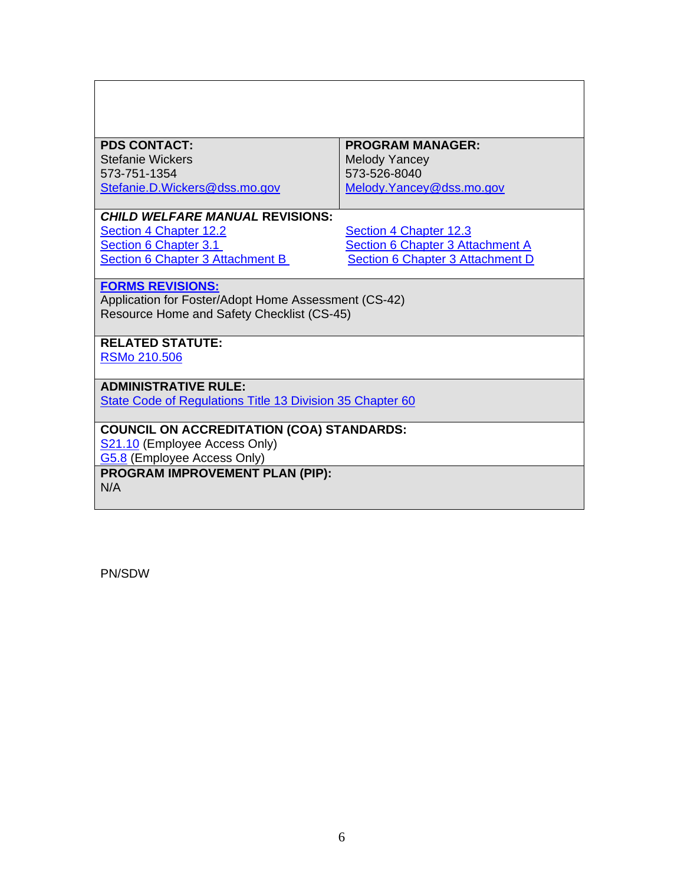| | |
|---|---|
| **PDS CONTACT:**<br>Stefanie Wickers<br>573-751-1354<br>Stefanie.D.Wickers@dss.mo.gov | **PROGRAM MANAGER:**<br>Melody Yancey<br>573-526-8040<br>Melody.Yancey@dss.mo.gov |
| ***CHILD WELFARE MANUAL* REVISIONS:**<br>Section 4 Chapter 12.2<br>Section 6 Chapter 3.1<br>Section 6 Chapter 3 Attachment B | <br>Section 4 Chapter 12.3<br>Section 6 Chapter 3 Attachment A<br>Section 6 Chapter 3 Attachment D |
| **FORMS REVISIONS:**<br>Application for Foster/Adopt Home Assessment (CS-42)<br>Resource Home and Safety Checklist (CS-45) | |
| **RELATED STATUTE:**<br>RSMo 210.506 | |
| **ADMINISTRATIVE RULE:**<br>State Code of Regulations Title 13 Division 35 Chapter 60 | |
| **COUNCIL ON ACCREDITATION (COA) STANDARDS:**<br>S21.10 (Employee Access Only)<br>G5.8 (Employee Access Only) | |
| **PROGRAM IMPROVEMENT PLAN (PIP):**<br>N/A | |

PN/SDW